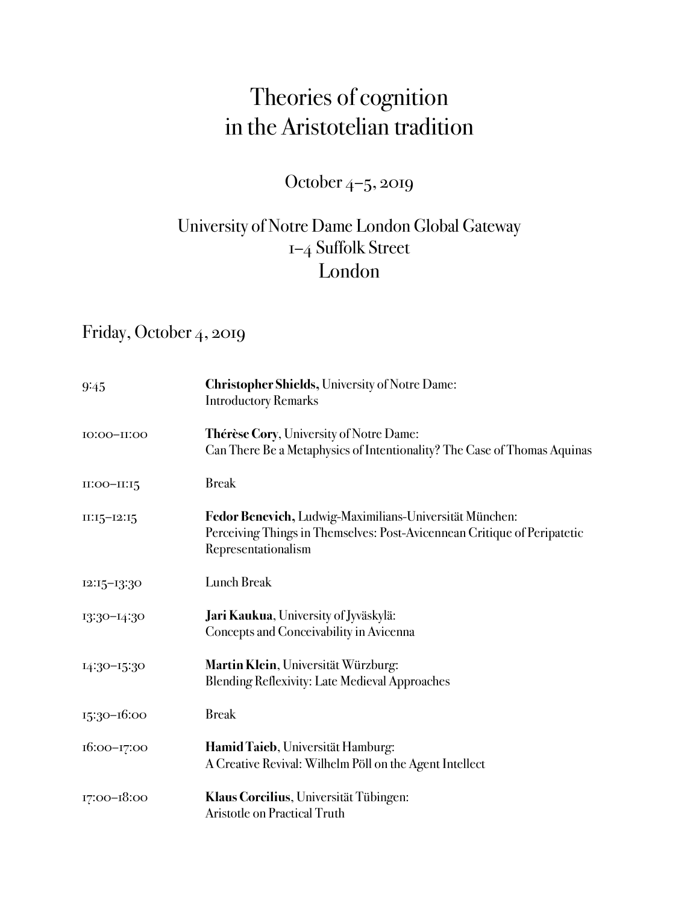# Theories of cognition in the Aristotelian tradition

October 4–5, 2019

University of Notre Dame London Global Gateway
1–4 Suffolk Street
London

## Friday, October 4, 2019

| | |
|---|---|
| 9:45 | **Christopher Shields,** University of Notre Dame:<br>Introductory Remarks |
| 10:00–11:00 | **Thérèse Cory**, University of Notre Dame:<br>Can There Be a Metaphysics of Intentionality? The Case of Thomas Aquinas |
| 11:00–11:15 | Break |
| 11:15–12:15 | **Fedor Benevich**, Ludwig-Maximilians-Universität München:<br>Perceiving Things in Themselves: Post-Avicennean Critique of Peripatetic Representationalism |
| 12:15–13:30 | Lunch Break |
| 13:30–14:30 | **Jari Kaukua**, University of Jyväskylä:<br>Concepts and Conceivability in Avicenna |
| 14:30–15:30 | **Martin Klein**, Universität Würzburg:<br>Blending Reflexivity: Late Medieval Approaches |
| 15:30–16:00 | Break |
| 16:00–17:00 | **Hamid Taieb**, Universität Hamburg:<br>A Creative Revival: Wilhelm Pöll on the Agent Intellect |
| 17:00–18:00 | **Klaus Corcilius**, Universität Tübingen:<br>Aristotle on Practical Truth |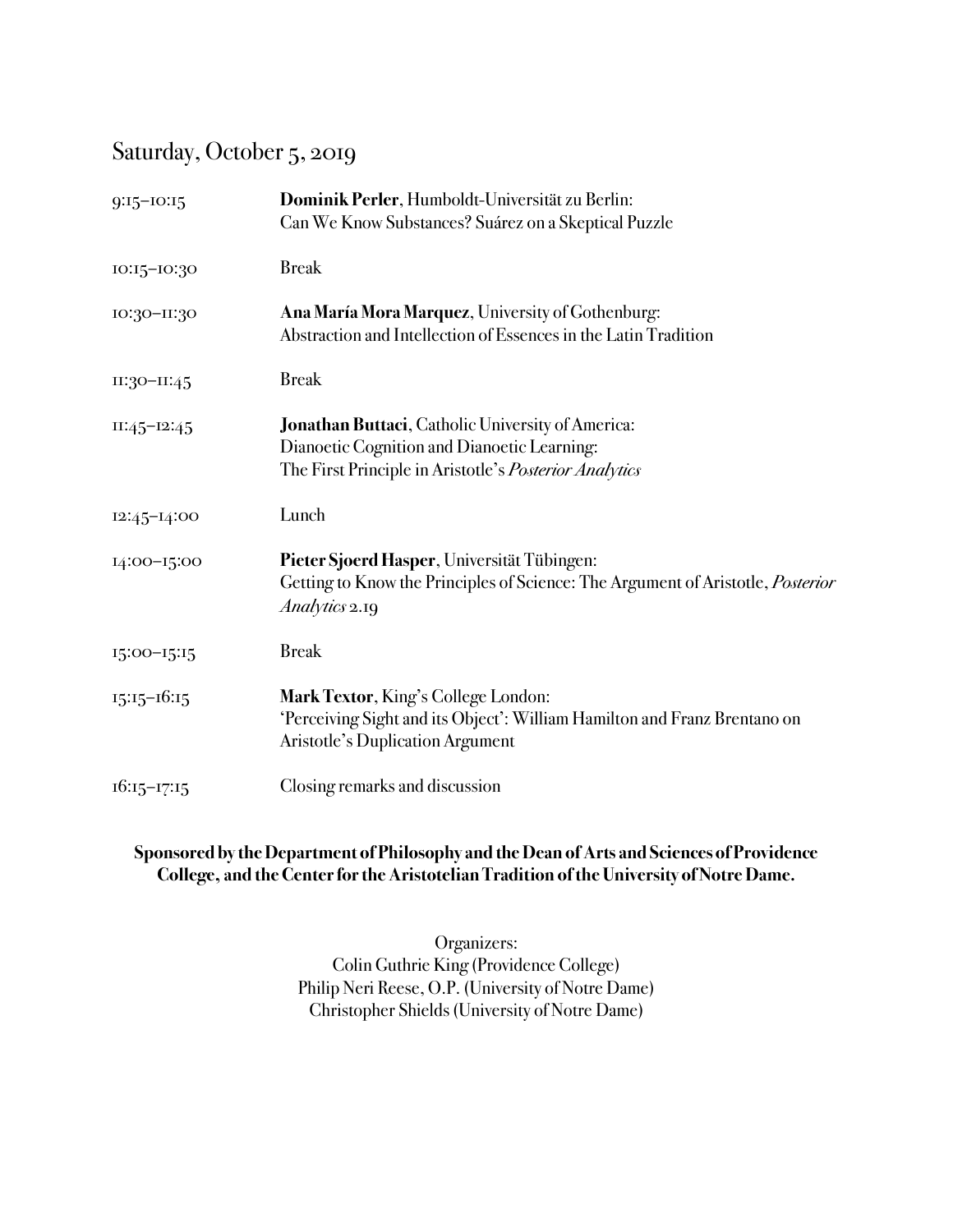## Saturday, October 5, 2019

| | |
|---|---|
| 9:15–10:15 | **Dominik Perler**, Humboldt-Universität zu Berlin: Can We Know Substances? Suárez on a Skeptical Puzzle |
| 10:15–10:30 | Break |
| 10:30–11:30 | **Ana María Mora Marquez**, University of Gothenburg: Abstraction and Intellection of Essences in the Latin Tradition |
| 11:30–11:45 | Break |
| 11:45–12:45 | **Jonathan Buttaci**, Catholic University of America: Dianoetic Cognition and Dianoetic Learning: The First Principle in Aristotle's *Posterior Analytics* |
| 12:45–14:00 | Lunch |
| 14:00–15:00 | **Pieter Sjoerd Hasper**, Universität Tübingen: Getting to Know the Principles of Science: The Argument of Aristotle, *Posterior Analytics* 2.19 |
| 15:00–15:15 | Break |
| 15:15–16:15 | **Mark Textor**, King's College London: 'Perceiving Sight and its Object': William Hamilton and Franz Brentano on Aristotle's Duplication Argument |
| 16:15–17:15 | Closing remarks and discussion |

**Sponsored by the Department of Philosophy and the Dean of Arts and Sciences of Providence College, and the Center for the Aristotelian Tradition of the University of Notre Dame.**

Organizers:
Colin Guthrie King (Providence College)
Philip Neri Reese, O.P. (University of Notre Dame)
Christopher Shields (University of Notre Dame)